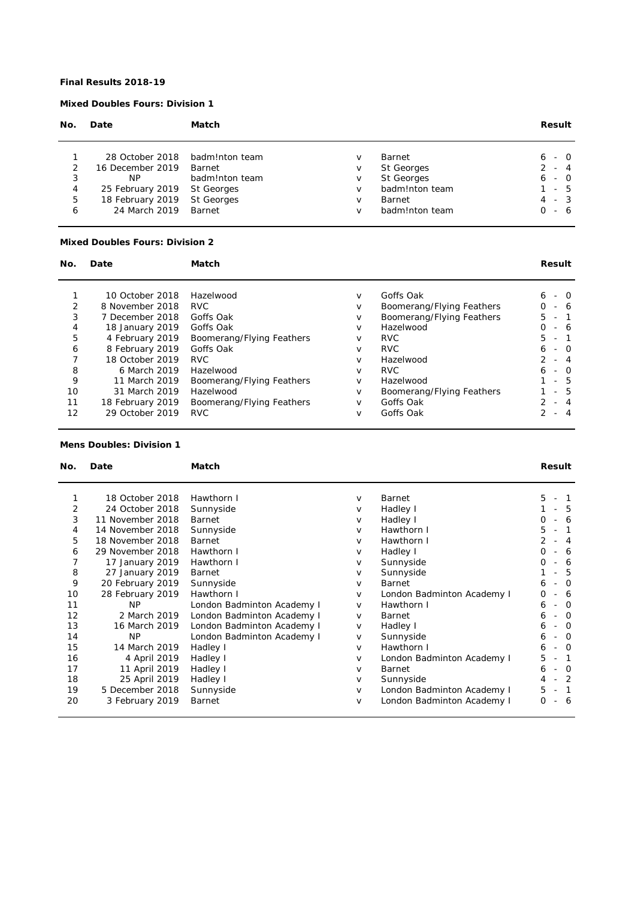**Final Results 2018-19**

**Mixed Doubles Fours: Division 1**

| No. | Date | Match | | | Result |
|---|---|---|---|---|---|
| 1 | 28 October 2018 | badm!nton team | v | Barnet | 6 - 0 |
| 2 | 16 December 2019 | Barnet | v | St Georges | 2 - 4 |
| 3 | NP | badm!nton team | v | St Georges | 6 - 0 |
| 4 | 25 February 2019 | St Georges | v | badm!nton team | 1 - 5 |
| 5 | 18 February 2019 | St Georges | v | Barnet | 4 - 3 |
| 6 | 24 March 2019 | Barnet | v | badm!nton team | 0 - 6 |

**Mixed Doubles Fours: Division 2**

| No. | Date | Match | | | Result |
|---|---|---|---|---|---|
| 1 | 10 October 2018 | Hazelwood | v | Goffs Oak | 6 - 0 |
| 2 | 8 November 2018 | RVC | v | Boomerang/Flying Feathers | 0 - 6 |
| 3 | 7 December 2018 | Goffs Oak | v | Boomerang/Flying Feathers | 5 - 1 |
| 4 | 18 January 2019 | Goffs Oak | v | Hazelwood | 0 - 6 |
| 5 | 4 February 2019 | Boomerang/Flying Feathers | v | RVC | 5 - 1 |
| 6 | 8 February 2019 | Goffs Oak | v | RVC | 6 - 0 |
| 7 | 18 October 2019 | RVC | v | Hazelwood | 2 - 4 |
| 8 | 6 March 2019 | Hazelwood | v | RVC | 6 - 0 |
| 9 | 11 March 2019 | Boomerang/Flying Feathers | v | Hazelwood | 1 - 5 |
| 10 | 31 March 2019 | Hazelwood | v | Boomerang/Flying Feathers | 1 - 5 |
| 11 | 18 February 2019 | Boomerang/Flying Feathers | v | Goffs Oak | 2 - 4 |
| 12 | 29 October 2019 | RVC | v | Goffs Oak | 2 - 4 |

**Mens Doubles: Division 1**

| No. | Date | Match | | | Result |
|---|---|---|---|---|---|
| 1 | 18 October 2018 | Hawthorn I | v | Barnet | 5 - 1 |
| 2 | 24 October 2018 | Sunnyside | v | Hadley I | 1 - 5 |
| 3 | 11 November 2018 | Barnet | v | Hadley I | 0 - 6 |
| 4 | 14 November 2018 | Sunnyside | v | Hawthorn I | 5 - 1 |
| 5 | 18 November 2018 | Barnet | v | Hawthorn I | 2 - 4 |
| 6 | 29 November 2018 | Hawthorn I | v | Hadley I | 0 - 6 |
| 7 | 17 January 2019 | Hawthorn I | v | Sunnyside | 0 - 6 |
| 8 | 27 January 2019 | Barnet | v | Sunnyside | 1 - 5 |
| 9 | 20 February 2019 | Sunnyside | v | Barnet | 6 - 0 |
| 10 | 28 February 2019 | Hawthorn I | v | London Badminton Academy I | 0 - 6 |
| 11 | NP | London Badminton Academy I | v | Hawthorn I | 6 - 0 |
| 12 | 2 March 2019 | London Badminton Academy I | v | Barnet | 6 - 0 |
| 13 | 16 March 2019 | London Badminton Academy I | v | Hadley I | 6 - 0 |
| 14 | NP | London Badminton Academy I | v | Sunnyside | 6 - 0 |
| 15 | 14 March 2019 | Hadley I | v | Hawthorn I | 6 - 0 |
| 16 | 4 April 2019 | Hadley I | v | London Badminton Academy I | 5 - 1 |
| 17 | 11 April 2019 | Hadley I | v | Barnet | 6 - 0 |
| 18 | 25 April 2019 | Hadley I | v | Sunnyside | 4 - 2 |
| 19 | 5 December 2018 | Sunnyside | v | London Badminton Academy I | 5 - 1 |
| 20 | 3 February 2019 | Barnet | v | London Badminton Academy I | 0 - 6 |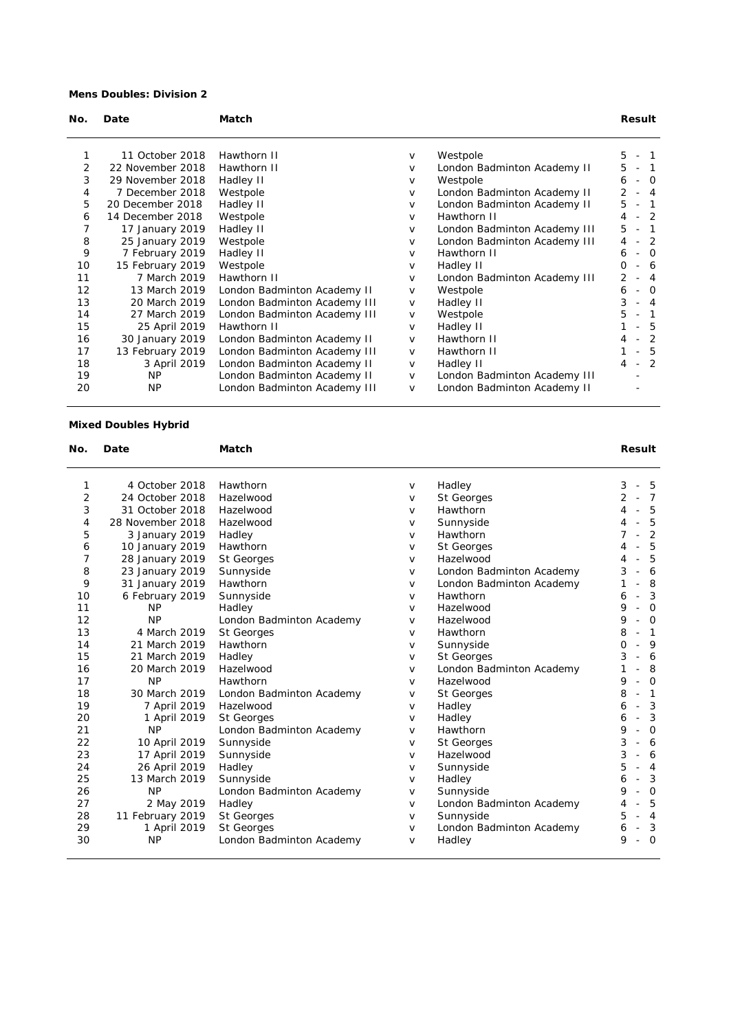**Mens Doubles: Division 2**

| No. | Date | Match | | | Result |
|---|---|---|---|---|---|
| 1 | 11 October 2018 | Hawthorn II | v | Westpole | 5 - 1 |
| 2 | 22 November 2018 | Hawthorn II | v | London Badminton Academy II | 5 - 1 |
| 3 | 29 November 2018 | Hadley II | v | Westpole | 6 - 0 |
| 4 | 7 December 2018 | Westpole | v | London Badminton Academy II | 2 - 4 |
| 5 | 20 December 2018 | Hadley II | v | London Badminton Academy II | 5 - 1 |
| 6 | 14 December 2018 | Westpole | v | Hawthorn II | 4 - 2 |
| 7 | 17 January 2019 | Hadley II | v | London Badminton Academy III | 5 - 1 |
| 8 | 25 January 2019 | Westpole | v | London Badminton Academy III | 4 - 2 |
| 9 | 7 February 2019 | Hadley II | v | Hawthorn II | 6 - 0 |
| 10 | 15 February 2019 | Westpole | v | Hadley II | 0 - 6 |
| 11 | 7 March 2019 | Hawthorn II | v | London Badminton Academy III | 2 - 4 |
| 12 | 13 March 2019 | London Badminton Academy II | v | Westpole | 6 - 0 |
| 13 | 20 March 2019 | London Badminton Academy III | v | Hadley II | 3 - 4 |
| 14 | 27 March 2019 | London Badminton Academy III | v | Westpole | 5 - 1 |
| 15 | 25 April 2019 | Hawthorn II | v | Hadley II | 1 - 5 |
| 16 | 30 January 2019 | London Badminton Academy II | v | Hawthorn II | 4 - 2 |
| 17 | 13 February 2019 | London Badminton Academy III | v | Hawthorn II | 1 - 5 |
| 18 | 3 April 2019 | London Badminton Academy II | v | Hadley II | 4 - 2 |
| 19 | NP | London Badminton Academy II | v | London Badminton Academy III | - |
| 20 | NP | London Badminton Academy III | v | London Badminton Academy II | - |

**Mixed Doubles Hybrid**

| No. | Date | Match | | | Result |
|---|---|---|---|---|---|
| 1 | 4 October 2018 | Hawthorn | v | Hadley | 3 - 5 |
| 2 | 24 October 2018 | Hazelwood | v | St Georges | 2 - 7 |
| 3 | 31 October 2018 | Hazelwood | v | Hawthorn | 4 - 5 |
| 4 | 28 November 2018 | Hazelwood | v | Sunnyside | 4 - 5 |
| 5 | 3 January 2019 | Hadley | v | Hawthorn | 7 - 2 |
| 6 | 10 January 2019 | Hawthorn | v | St Georges | 4 - 5 |
| 7 | 28 January 2019 | St Georges | v | Hazelwood | 4 - 5 |
| 8 | 23 January 2019 | Sunnyside | v | London Badminton Academy | 3 - 6 |
| 9 | 31 January 2019 | Hawthorn | v | London Badminton Academy | 1 - 8 |
| 10 | 6 February 2019 | Sunnyside | v | Hawthorn | 6 - 3 |
| 11 | NP | Hadley | v | Hazelwood | 9 - 0 |
| 12 | NP | London Badminton Academy | v | Hazelwood | 9 - 0 |
| 13 | 4 March 2019 | St Georges | v | Hawthorn | 8 - 1 |
| 14 | 21 March 2019 | Hawthorn | v | Sunnyside | 0 - 9 |
| 15 | 21 March 2019 | Hadley | v | St Georges | 3 - 6 |
| 16 | 20 March 2019 | Hazelwood | v | London Badminton Academy | 1 - 8 |
| 17 | NP | Hawthorn | v | Hazelwood | 9 - 0 |
| 18 | 30 March 2019 | London Badminton Academy | v | St Georges | 8 - 1 |
| 19 | 7 April 2019 | Hazelwood | v | Hadley | 6 - 3 |
| 20 | 1 April 2019 | St Georges | v | Hadley | 6 - 3 |
| 21 | NP | London Badminton Academy | v | Hawthorn | 9 - 0 |
| 22 | 10 April 2019 | Sunnyside | v | St Georges | 3 - 6 |
| 23 | 17 April 2019 | Sunnyside | v | Hazelwood | 3 - 6 |
| 24 | 26 April 2019 | Hadley | v | Sunnyside | 5 - 4 |
| 25 | 13 March 2019 | Sunnyside | v | Hadley | 6 - 3 |
| 26 | NP | London Badminton Academy | v | Sunnyside | 9 - 0 |
| 27 | 2 May 2019 | Hadley | v | London Badminton Academy | 4 - 5 |
| 28 | 11 February 2019 | St Georges | v | Sunnyside | 5 - 4 |
| 29 | 1 April 2019 | St Georges | v | London Badminton Academy | 6 - 3 |
| 30 | NP | London Badminton Academy | v | Hadley | 9 - 0 |